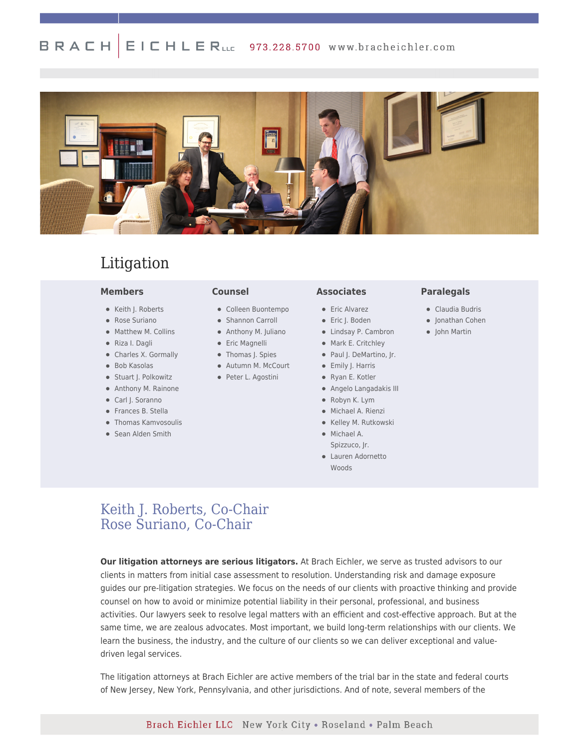# Litigation

### Members

- Keith J. Roberts
- Rose Suriano
- Matthew M. Collins
- Riza I. Dagli
- Charles X. Gormally
- Bob Kasolas
- Stuart J. Polkowitz
- Anthony M. Rainone
- Carl J. Soranno
- Frances B. Stella
- Thomas Kamvosoulis
- Sean Alden Smith

### Counsel

- Colleen Buontempo
- Shannon Carroll
- Anthony M. Juliano
- Eric Magnelli
- Thomas J. Spies
- Autumn M. McCourt
- Peter L. Agostini

### Associates

- Eric Alvarez
- Eric J. Boden
- Lindsay P. Cambron
- Mark E. Critchley
- Paul J. DeMartino, Jr.
- Emily J. Harris
- Ryan E. Kotler
- Angelo Langadakis III
- Robyn K. Lym
- Michael A. Rienzi
- Kelley M. Rutkowski
- Michael A. Spizzuco, Jr.
- Lauren Adornetto Woods

### Paralegals

- Claudia Budris
- Jonathan Cohen
- John Martin

## Keith J. Roberts, Co-Chair
## Rose Suriano, Co-Chair

**Our litigation attorneys are serious litigators.** At Brach Eichler, we serve as trusted advisors to our clients in matters from initial case assessment to resolution. Understanding risk and damage exposure guides our pre-litigation strategies. We focus on the needs of our clients with proactive thinking and provide counsel on how to avoid or minimize potential liability in their personal, professional, and business activities. Our lawyers seek to resolve legal matters with an efficient and cost-effective approach. But at the same time, we are zealous advocates. Most important, we build long-term relationships with our clients. We learn the business, the industry, and the culture of our clients so we can deliver exceptional and value-driven legal services.

The litigation attorneys at Brach Eichler are active members of the trial bar in the state and federal courts of New Jersey, New York, Pennsylvania, and other jurisdictions. And of note, several members of the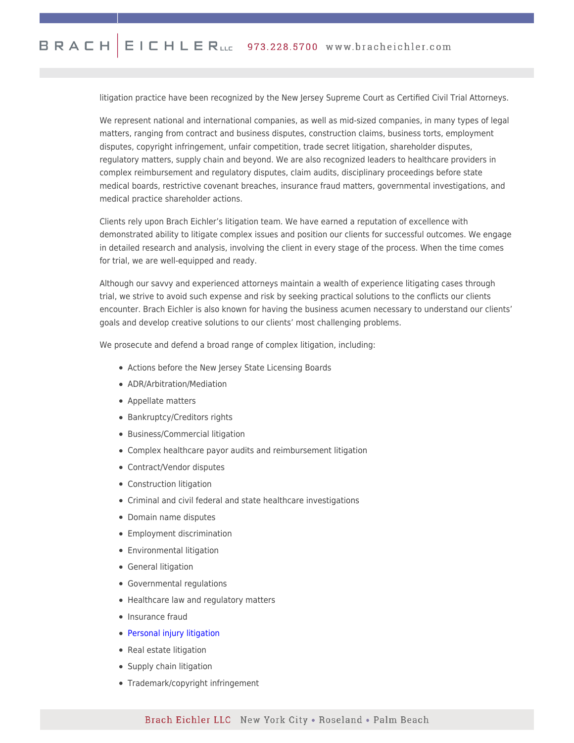litigation practice have been recognized by the New Jersey Supreme Court as Certified Civil Trial Attorneys.

We represent national and international companies, as well as mid-sized companies, in many types of legal matters, ranging from contract and business disputes, construction claims, business torts, employment disputes, copyright infringement, unfair competition, trade secret litigation, shareholder disputes, regulatory matters, supply chain and beyond. We are also recognized leaders to healthcare providers in complex reimbursement and regulatory disputes, claim audits, disciplinary proceedings before state medical boards, restrictive covenant breaches, insurance fraud matters, governmental investigations, and medical practice shareholder actions.

Clients rely upon Brach Eichler's litigation team. We have earned a reputation of excellence with demonstrated ability to litigate complex issues and position our clients for successful outcomes. We engage in detailed research and analysis, involving the client in every stage of the process. When the time comes for trial, we are well-equipped and ready.

Although our savvy and experienced attorneys maintain a wealth of experience litigating cases through trial, we strive to avoid such expense and risk by seeking practical solutions to the conflicts our clients encounter. Brach Eichler is also known for having the business acumen necessary to understand our clients' goals and develop creative solutions to our clients' most challenging problems.

We prosecute and defend a broad range of complex litigation, including:

- Actions before the New Jersey State Licensing Boards
- ADR/Arbitration/Mediation
- Appellate matters
- Bankruptcy/Creditors rights
- Business/Commercial litigation
- Complex healthcare payor audits and reimbursement litigation
- Contract/Vendor disputes
- Construction litigation
- Criminal and civil federal and state healthcare investigations
- Domain name disputes
- Employment discrimination
- Environmental litigation
- General litigation
- Governmental regulations
- Healthcare law and regulatory matters
- Insurance fraud
- Personal injury litigation
- Real estate litigation
- Supply chain litigation
- Trademark/copyright infringement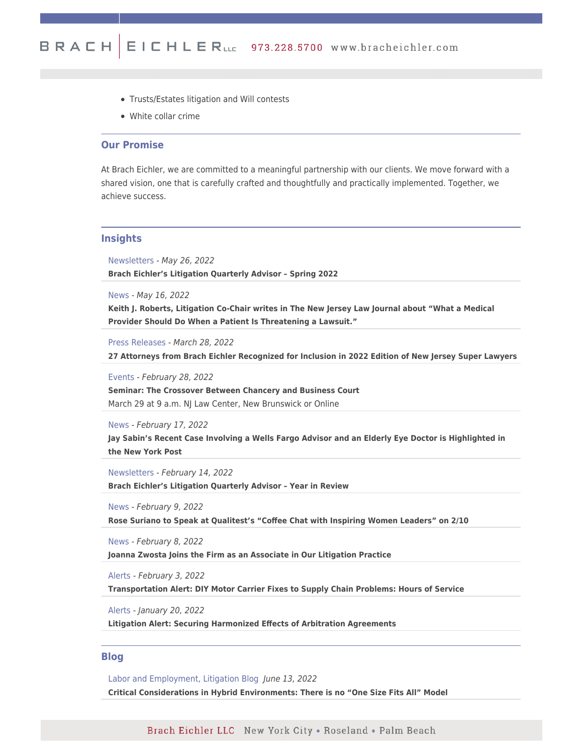- Trusts/Estates litigation and Will contests
- White collar crime

## Our Promise

At Brach Eichler, we are committed to a meaningful partnership with our clients. We move forward with a shared vision, one that is carefully crafted and thoughtfully and practically implemented. Together, we achieve success.

## Insights

Newsletters - *May 26, 2022*
**Brach Eichler's Litigation Quarterly Advisor – Spring 2022**

News - *May 16, 2022*
**Keith J. Roberts, Litigation Co-Chair writes in The New Jersey Law Journal about "What a Medical Provider Should Do When a Patient Is Threatening a Lawsuit."**

Press Releases - *March 28, 2022*
**27 Attorneys from Brach Eichler Recognized for Inclusion in 2022 Edition of New Jersey Super Lawyers**

Events - *February 28, 2022*
**Seminar: The Crossover Between Chancery and Business Court**
March 29 at 9 a.m. NJ Law Center, New Brunswick or Online

News - *February 17, 2022*
**Jay Sabin's Recent Case Involving a Wells Fargo Advisor and an Elderly Eye Doctor is Highlighted in the New York Post**

Newsletters - *February 14, 2022*
**Brach Eichler's Litigation Quarterly Advisor – Year in Review**

News - *February 9, 2022*
**Rose Suriano to Speak at Qualitest's "Coffee Chat with Inspiring Women Leaders" on 2/10**

News - *February 8, 2022*
**Joanna Zwosta Joins the Firm as an Associate in Our Litigation Practice**

Alerts - *February 3, 2022*
**Transportation Alert: DIY Motor Carrier Fixes to Supply Chain Problems: Hours of Service**

Alerts - *January 20, 2022*
**Litigation Alert: Securing Harmonized Effects of Arbitration Agreements**

## Blog

Labor and Employment, Litigation Blog *June 13, 2022*
**Critical Considerations in Hybrid Environments: There is no "One Size Fits All" Model**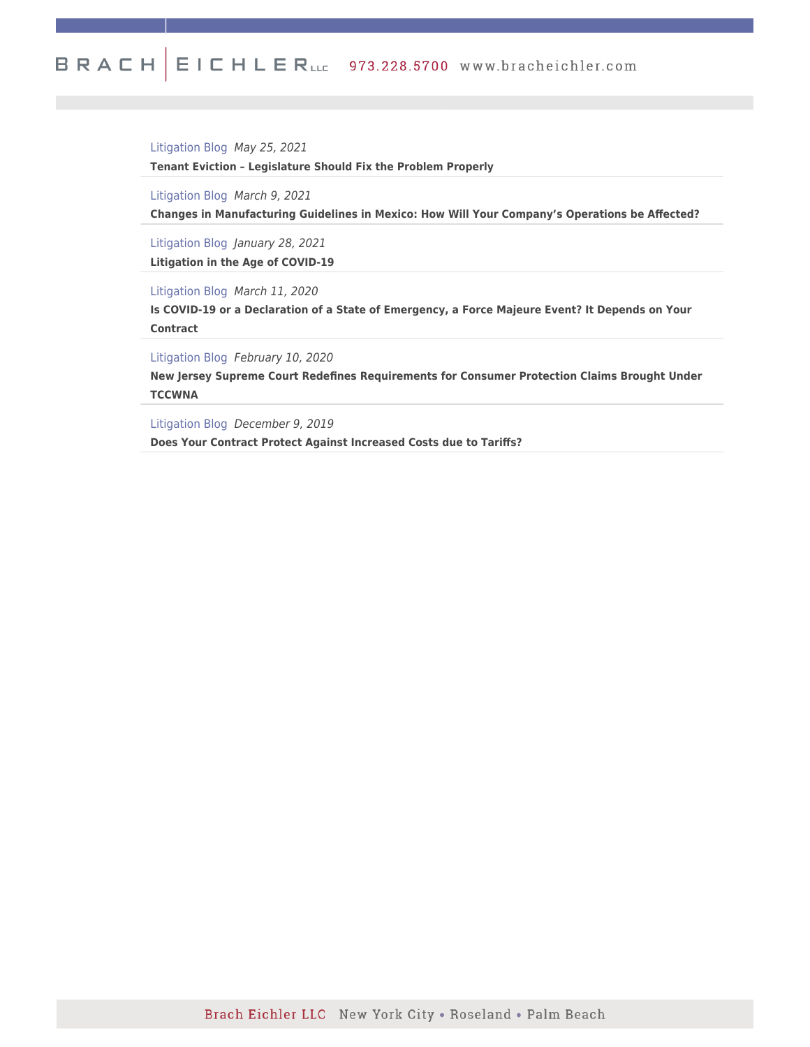Litigation Blog *May 25, 2021*

**Tenant Eviction – Legislature Should Fix the Problem Properly**

Litigation Blog *March 9, 2021*

**Changes in Manufacturing Guidelines in Mexico: How Will Your Company's Operations be Affected?**

Litigation Blog *January 28, 2021*

**Litigation in the Age of COVID-19**

Litigation Blog *March 11, 2020*

**Is COVID-19 or a Declaration of a State of Emergency, a Force Majeure Event? It Depends on Your Contract**

Litigation Blog *February 10, 2020*

**New Jersey Supreme Court Redefines Requirements for Consumer Protection Claims Brought Under TCCWNA**

Litigation Blog *December 9, 2019*

**Does Your Contract Protect Against Increased Costs due to Tariffs?**